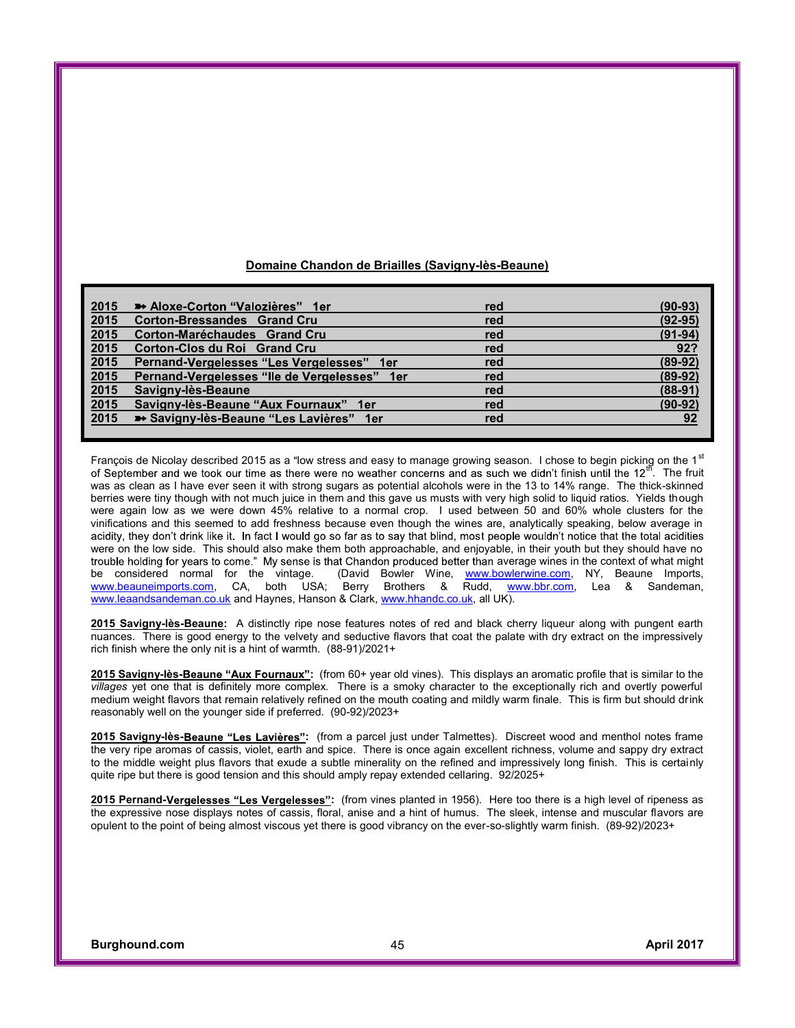**Domaine Chandon de Briailles (Savigny-lès-Beaune)**

| | | | |
|---|---|---|---|
| 2015 | ➽ Aloxe-Corton "Valozières" 1er | red | (90-93) |
| 2015 | Corton-Bressandes Grand Cru | red | (92-95) |
| 2015 | Corton-Maréchaudes Grand Cru | red | (91-94) |
| 2015 | Corton-Clos du Roi Grand Cru | red | 92? |
| 2015 | Pernand-Vergelesses "Les Vergelesses" 1er | red | (89-92) |
| 2015 | Pernand-Vergelesses "Ile de Vergelesses" 1er | red | (89-92) |
| 2015 | Savigny-lès-Beaune | red | (88-91) |
| 2015 | Savigny-lès-Beaune "Aux Fournaux" 1er | red | (90-92) |
| 2015 | ➽ Savigny-lès-Beaune "Les Lavières" 1er | red | 92 |

François de Nicolay described 2015 as a "low stress and easy to manage growing season. I chose to begin picking on the 1st of September and we took our time as there were no weather concerns and as such we didn't finish until the 12th. The fruit was as clean as I have ever seen it with strong sugars as potential alcohols were in the 13 to 14% range. The thick-skinned berries were tiny though with not much juice in them and this gave us musts with very high solid to liquid ratios. Yields though were again low as we were down 45% relative to a normal crop. I used between 50 and 60% whole clusters for the vinifications and this seemed to add freshness because even though the wines are, analytically speaking, below average in acidity, they don't drink like it. In fact I would go so far as to say that blind, most people wouldn't notice that the total acidities were on the low side. This should also make them both approachable, and enjoyable, in their youth but they should have no trouble holding for years to come." My sense is that Chandon produced better than average wines in the context of what might be considered normal for the vintage. (David Bowler Wine, www.bowlerwine.com, NY, Beaune Imports, www.beauneimports.com, CA, both USA; Berry Brothers & Rudd, www.bbr.com, Lea & Sandeman, www.leaandsandeman.co.uk and Haynes, Hanson & Clark, www.hhandc.co.uk, all UK).

**2015 Savigny-lès-Beaune:** A distinctly ripe nose features notes of red and black cherry liqueur along with pungent earth nuances. There is good energy to the velvety and seductive flavors that coat the palate with dry extract on the impressively rich finish where the only nit is a hint of warmth. (88-91)/2021+

**2015 Savigny-lès-Beaune "Aux Fournaux":** (from 60+ year old vines). This displays an aromatic profile that is similar to the *villages* yet one that is definitely more complex. There is a smoky character to the exceptionally rich and overtly powerful medium weight flavors that remain relatively refined on the mouth coating and mildly warm finale. This is firm but should drink reasonably well on the younger side if preferred. (90-92)/2023+

**2015 Savigny-lès-Beaune "Les Lavières":** (from a parcel just under Talmettes). Discreet wood and menthol notes frame the very ripe aromas of cassis, violet, earth and spice. There is once again excellent richness, volume and sappy dry extract to the middle weight plus flavors that exude a subtle minerality on the refined and impressively long finish. This is certainly quite ripe but there is good tension and this should amply repay extended cellaring. 92/2025+

**2015 Pernand-Vergelesses "Les Vergelesses":** (from vines planted in 1956). Here too there is a high level of ripeness as the expressive nose displays notes of cassis, floral, anise and a hint of humus. The sleek, intense and muscular flavors are opulent to the point of being almost viscous yet there is good vibrancy on the ever-so-slightly warm finish. (89-92)/2023+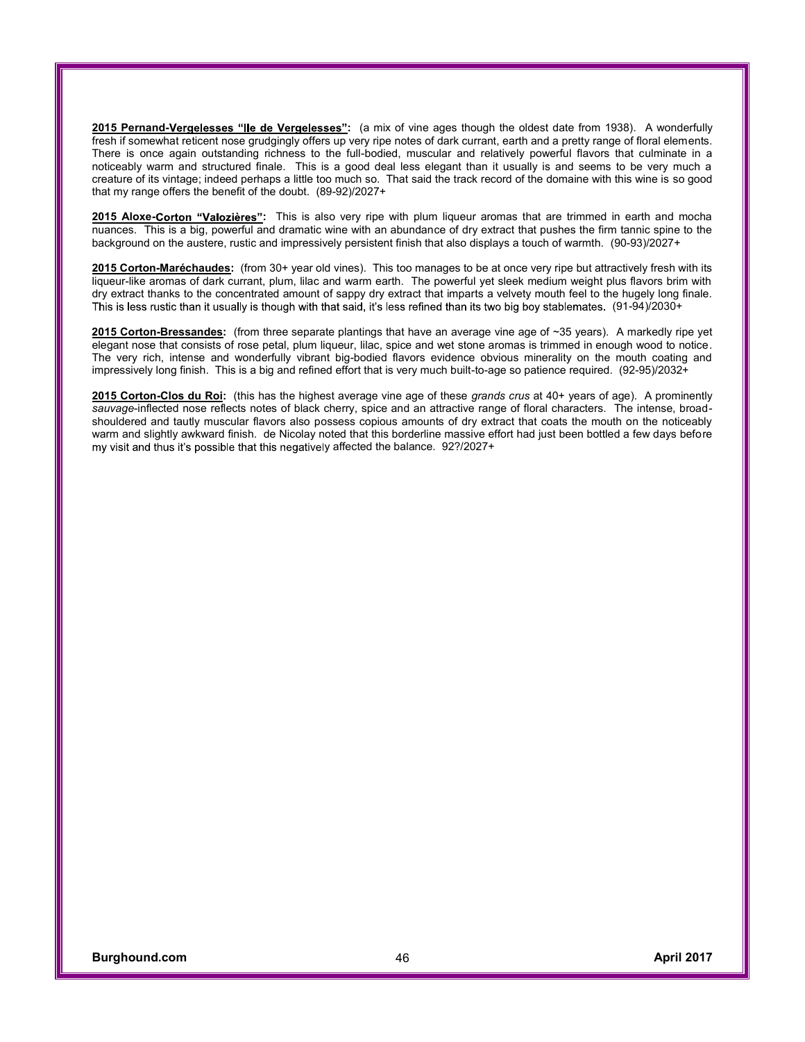**2015 Pernand-Vergelesses "Ile de Vergelesses":** (a mix of vine ages though the oldest date from 1938). A wonderfully fresh if somewhat reticent nose grudgingly offers up very ripe notes of dark currant, earth and a pretty range of floral elements. There is once again outstanding richness to the full-bodied, muscular and relatively powerful flavors that culminate in a noticeably warm and structured finale. This is a good deal less elegant than it usually is and seems to be very much a creature of its vintage; indeed perhaps a little too much so. That said the track record of the domaine with this wine is so good that my range offers the benefit of the doubt. (89-92)/2027+

**2015 Aloxe-Corton "Valozières":** This is also very ripe with plum liqueur aromas that are trimmed in earth and mocha nuances. This is a big, powerful and dramatic wine with an abundance of dry extract that pushes the firm tannic spine to the background on the austere, rustic and impressively persistent finish that also displays a touch of warmth. (90-93)/2027+

**2015 Corton-Maréchaudes:** (from 30+ year old vines). This too manages to be at once very ripe but attractively fresh with its liqueur-like aromas of dark currant, plum, lilac and warm earth. The powerful yet sleek medium weight plus flavors brim with dry extract thanks to the concentrated amount of sappy dry extract that imparts a velvety mouth feel to the hugely long finale. This is less rustic than it usually is though with that said, it's less refined than its two big boy stablemates. (91-94)/2030+

**2015 Corton-Bressandes:** (from three separate plantings that have an average vine age of ~35 years). A markedly ripe yet elegant nose that consists of rose petal, plum liqueur, lilac, spice and wet stone aromas is trimmed in enough wood to notice. The very rich, intense and wonderfully vibrant big-bodied flavors evidence obvious minerality on the mouth coating and impressively long finish. This is a big and refined effort that is very much built-to-age so patience required. (92-95)/2032+

**2015 Corton-Clos du Roi:** (this has the highest average vine age of these *grands crus* at 40+ years of age). A prominently *sauvage*-inflected nose reflects notes of black cherry, spice and an attractive range of floral characters. The intense, broad-shouldered and tautly muscular flavors also possess copious amounts of dry extract that coats the mouth on the noticeably warm and slightly awkward finish. de Nicolay noted that this borderline massive effort had just been bottled a few days before my visit and thus it's possible that this negatively affected the balance. 92?/2027+